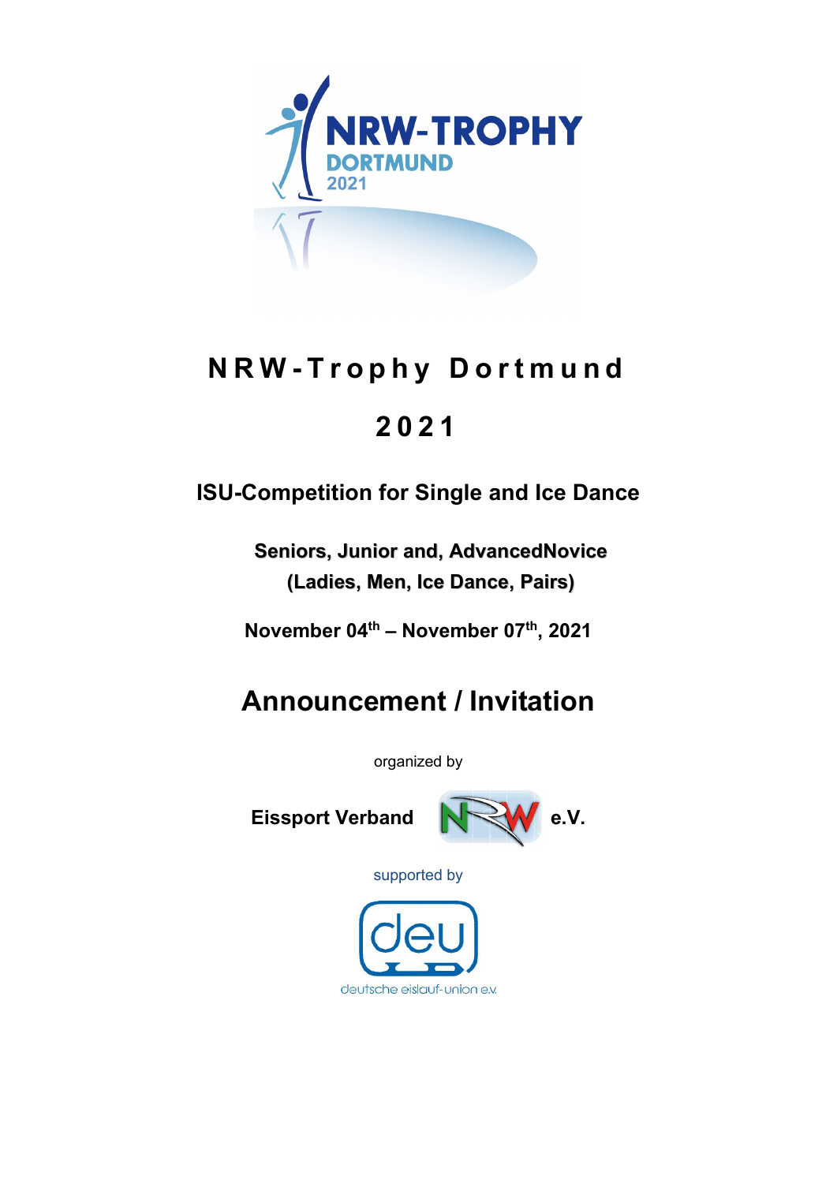# NRW-Trophy Dortmund

# 2021

## ISU-Competition for Single and Ice Dance

**Seniors, Junior and, AdvancedNovice**
**(Ladies, Men, Ice Dance, Pairs)**

**November 04th – November 07th, 2021**

# Announcement / Invitation

organized by

**Eissport Verband** **e.V.**

supported by

deutsche eislauf-union e.V.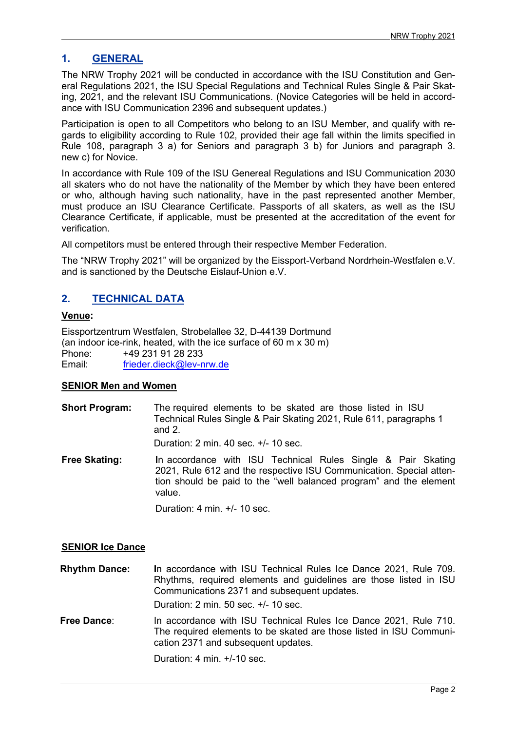## 1. GENERAL

The NRW Trophy 2021 will be conducted in accordance with the ISU Constitution and General Regulations 2021, the ISU Special Regulations and Technical Rules Single & Pair Skating, 2021, and the relevant ISU Communications. (Novice Categories will be held in accordance with ISU Communication 2396 and subsequent updates.)

Participation is open to all Competitors who belong to an ISU Member, and qualify with regards to eligibility according to Rule 102, provided their age fall within the limits specified in Rule 108, paragraph 3 a) for Seniors and paragraph 3 b) for Juniors and paragraph 3. new c) for Novice.

In accordance with Rule 109 of the ISU Genereal Regulations and ISU Communication 2030 all skaters who do not have the nationality of the Member by which they have been entered or who, although having such nationality, have in the past represented another Member, must produce an ISU Clearance Certificate. Passports of all skaters, as well as the ISU Clearance Certificate, if applicable, must be presented at the accreditation of the event for verification.

All competitors must be entered through their respective Member Federation.

The "NRW Trophy 2021" will be organized by the Eissport-Verband Nordrhein-Westfalen e.V. and is sanctioned by the Deutsche Eislauf-Union e.V.

## 2. TECHNICAL DATA

**Venue:**

Eissportzentrum Westfalen, Strobelallee 32, D-44139 Dortmund
(an indoor ice-rink, heated, with the ice surface of 60 m x 30 m)
Phone: +49 231 91 28 233
Email: frieder.dieck@lev-nrw.de

**SENIOR Men and Women**

**Short Program:** The required elements to be skated are those listed in ISU Technical Rules Single & Pair Skating 2021, Rule 611, paragraphs 1 and 2.

Duration: 2 min. 40 sec. +/- 10 sec.

**Free Skating:** In accordance with ISU Technical Rules Single & Pair Skating 2021, Rule 612 and the respective ISU Communication. Special attention should be paid to the "well balanced program" and the element value.

Duration: 4 min. +/- 10 sec.

**SENIOR Ice Dance**

**Rhythm Dance:** In accordance with ISU Technical Rules Ice Dance 2021, Rule 709. Rhythms, required elements and guidelines are those listed in ISU Communications 2371 and subsequent updates.

Duration: 2 min. 50 sec. +/- 10 sec.

**Free Dance:** In accordance with ISU Technical Rules Ice Dance 2021, Rule 710. The required elements to be skated are those listed in ISU Communication 2371 and subsequent updates.

Duration: 4 min. +/-10 sec.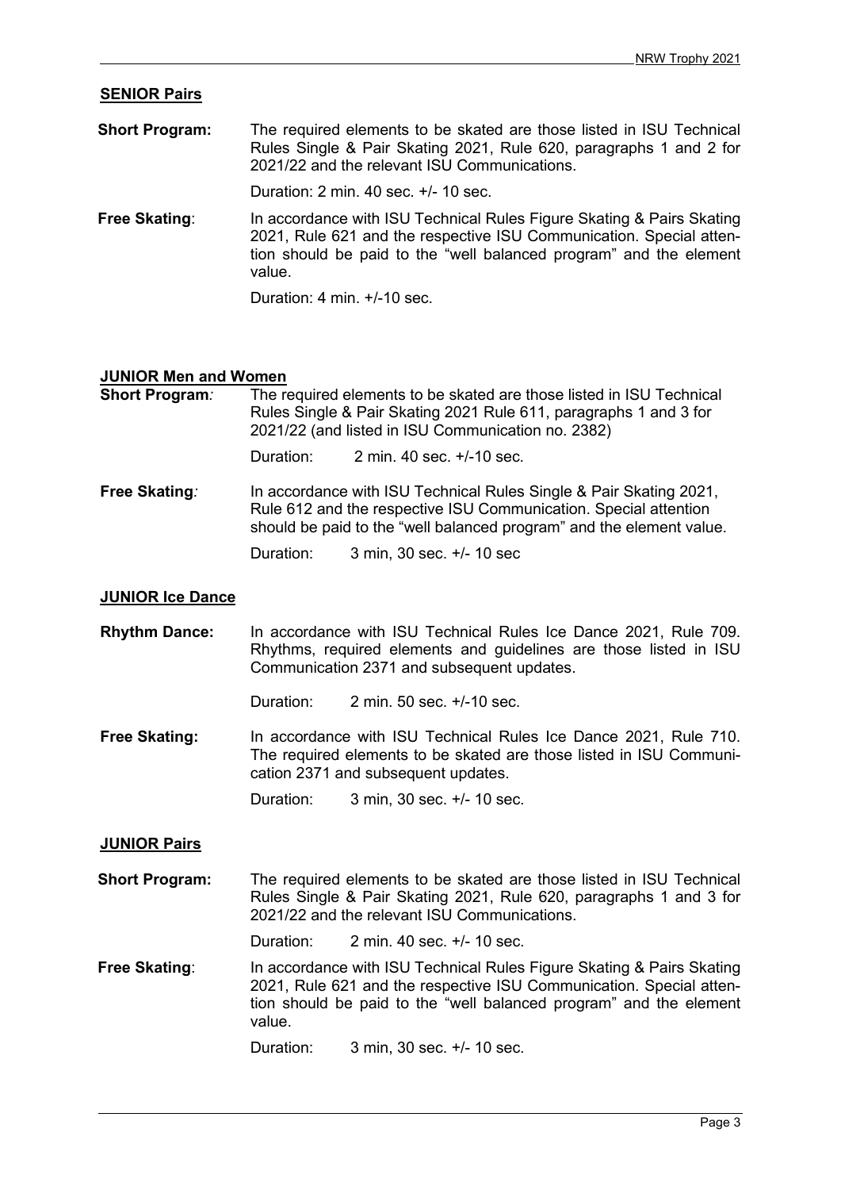## SENIOR Pairs

**Short Program:** The required elements to be skated are those listed in ISU Technical Rules Single & Pair Skating 2021, Rule 620, paragraphs 1 and 2 for 2021/22 and the relevant ISU Communications.

Duration: 2 min. 40 sec. +/- 10 sec.

**Free Skating**: In accordance with ISU Technical Rules Figure Skating & Pairs Skating 2021, Rule 621 and the respective ISU Communication. Special attention should be paid to the "well balanced program" and the element value.

Duration: 4 min. +/-10 sec.

## JUNIOR Men and Women

**Short Program***:* The required elements to be skated are those listed in ISU Technical Rules Single & Pair Skating 2021 Rule 611, paragraphs 1 and 3 for 2021/22 (and listed in ISU Communication no. 2382)

Duration: 2 min. 40 sec. +/-10 sec.

**Free Skating***:* In accordance with ISU Technical Rules Single & Pair Skating 2021, Rule 612 and the respective ISU Communication. Special attention should be paid to the "well balanced program" and the element value.

Duration: 3 min, 30 sec. +/- 10 sec

## JUNIOR Ice Dance

**Rhythm Dance:** In accordance with ISU Technical Rules Ice Dance 2021, Rule 709. Rhythms, required elements and guidelines are those listed in ISU Communication 2371 and subsequent updates.

Duration: 2 min. 50 sec. +/-10 sec.

**Free Skating:** In accordance with ISU Technical Rules Ice Dance 2021, Rule 710. The required elements to be skated are those listed in ISU Communication 2371 and subsequent updates.

Duration: 3 min, 30 sec. +/- 10 sec.

## JUNIOR Pairs

**Short Program:** The required elements to be skated are those listed in ISU Technical Rules Single & Pair Skating 2021, Rule 620, paragraphs 1 and 3 for 2021/22 and the relevant ISU Communications.

Duration: 2 min. 40 sec. +/- 10 sec.

**Free Skating**: In accordance with ISU Technical Rules Figure Skating & Pairs Skating 2021, Rule 621 and the respective ISU Communication. Special attention should be paid to the "well balanced program" and the element value.

Duration: 3 min, 30 sec. +/- 10 sec.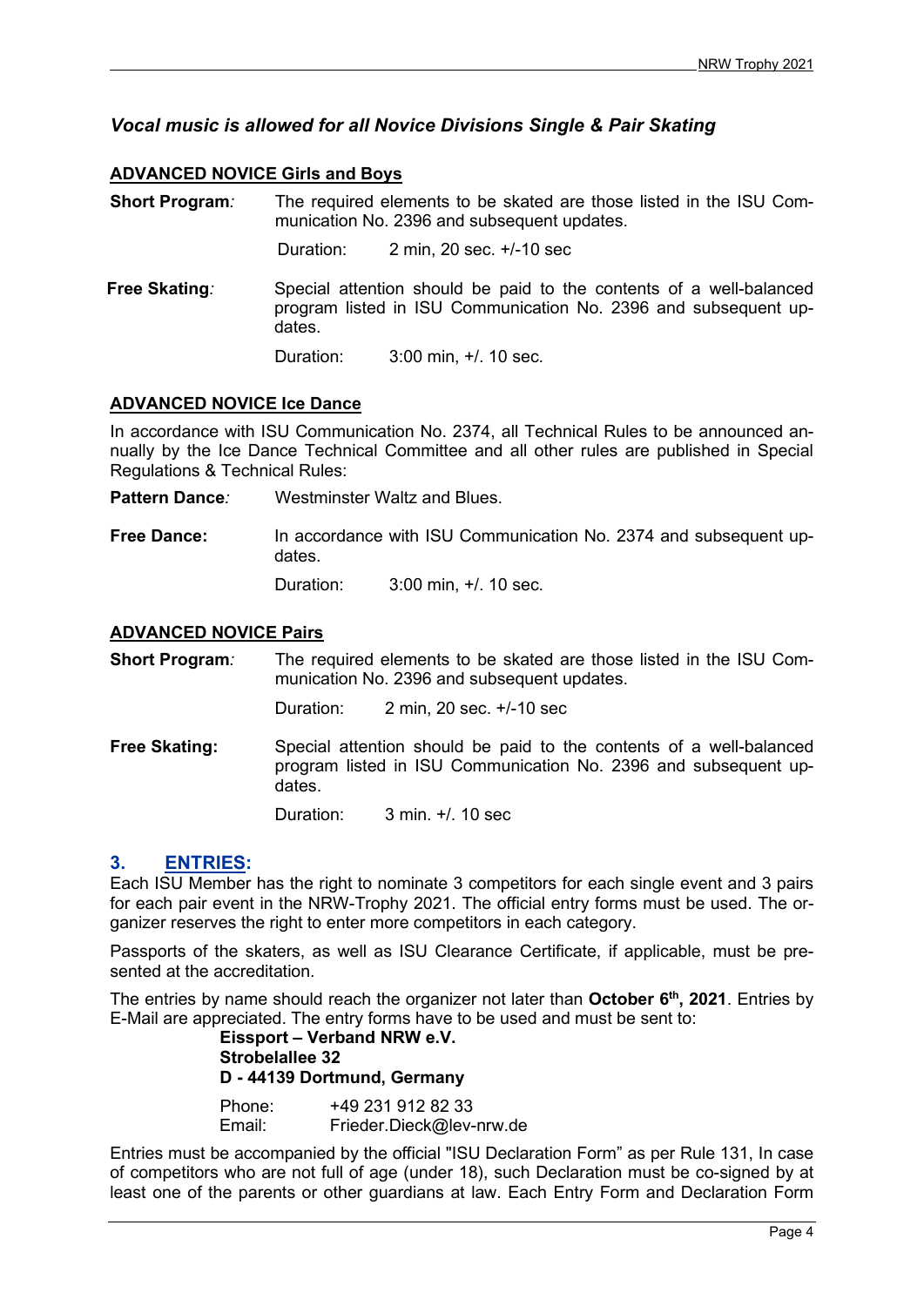***Vocal music is allowed for all Novice Divisions Single & Pair Skating***

**ADVANCED NOVICE Girls and Boys**

**Short Program***:* The required elements to be skated are those listed in the ISU Communication No. 2396 and subsequent updates.

Duration: 2 min, 20 sec. +/-10 sec

**Free Skating***:* Special attention should be paid to the contents of a well-balanced program listed in ISU Communication No. 2396 and subsequent updates.

Duration: 3:00 min, +/. 10 sec.

**ADVANCED NOVICE Ice Dance**

In accordance with ISU Communication No. 2374, all Technical Rules to be announced annually by the Ice Dance Technical Committee and all other rules are published in Special Regulations & Technical Rules:

**Pattern Dance***:* Westminster Waltz and Blues.

**Free Dance:** In accordance with ISU Communication No. 2374 and subsequent updates.

Duration: 3:00 min, +/. 10 sec.

**ADVANCED NOVICE Pairs**

**Short Program***:* The required elements to be skated are those listed in the ISU Communication No. 2396 and subsequent updates.

Duration: 2 min, 20 sec. +/-10 sec

**Free Skating:** Special attention should be paid to the contents of a well-balanced program listed in ISU Communication No. 2396 and subsequent updates.

Duration: 3 min. +/. 10 sec

## 3. ENTRIES:

Each ISU Member has the right to nominate 3 competitors for each single event and 3 pairs for each pair event in the NRW-Trophy 2021. The official entry forms must be used. The organizer reserves the right to enter more competitors in each category.

Passports of the skaters, as well as ISU Clearance Certificate, if applicable, must be presented at the accreditation.

The entries by name should reach the organizer not later than **October 6th, 2021**. Entries by E-Mail are appreciated. The entry forms have to be used and must be sent to:

**Eissport – Verband NRW e.V.**
**Strobelallee 32**
**D - 44139 Dortmund, Germany**

Phone: +49 231 912 82 33
Email: Frieder.Dieck@lev-nrw.de

Entries must be accompanied by the official "ISU Declaration Form" as per Rule 131, In case of competitors who are not full of age (under 18), such Declaration must be co-signed by at least one of the parents or other guardians at law. Each Entry Form and Declaration Form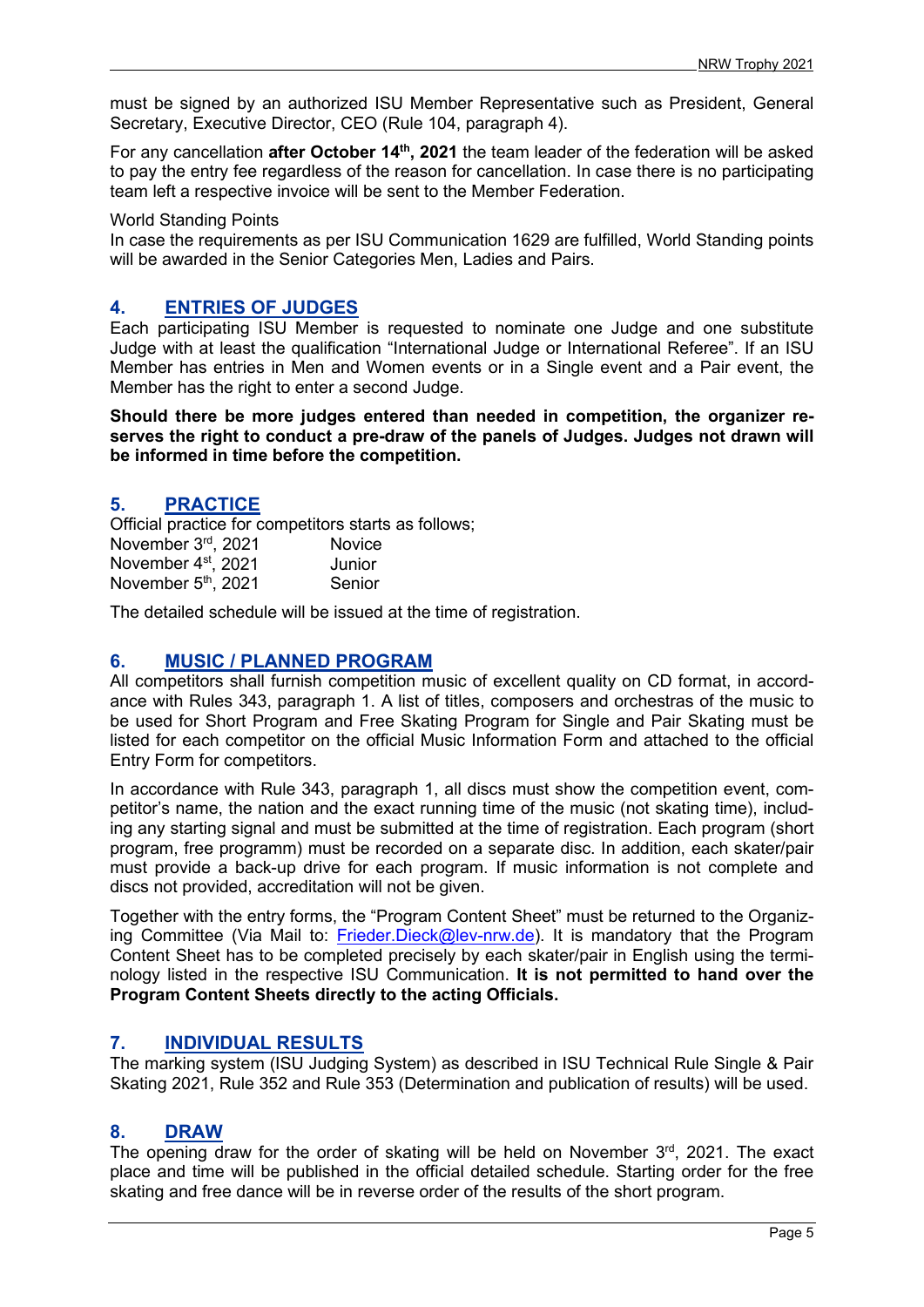must be signed by an authorized ISU Member Representative such as President, General Secretary, Executive Director, CEO (Rule 104, paragraph 4).

For any cancellation **after October 14th, 2021** the team leader of the federation will be asked to pay the entry fee regardless of the reason for cancellation. In case there is no participating team left a respective invoice will be sent to the Member Federation.

World Standing Points
In case the requirements as per ISU Communication 1629 are fulfilled, World Standing points will be awarded in the Senior Categories Men, Ladies and Pairs.

## 4. ENTRIES OF JUDGES

Each participating ISU Member is requested to nominate one Judge and one substitute Judge with at least the qualification "International Judge or International Referee". If an ISU Member has entries in Men and Women events or in a Single event and a Pair event, the Member has the right to enter a second Judge.

**Should there be more judges entered than needed in competition, the organizer reserves the right to conduct a pre-draw of the panels of Judges. Judges not drawn will be informed in time before the competition.**

## 5. PRACTICE

Official practice for competitors starts as follows;

| | |
|---|---|
| November 3rd, 2021 | Novice |
| November 4st, 2021 | Junior |
| November 5th, 2021 | Senior |

The detailed schedule will be issued at the time of registration.

## 6. MUSIC / PLANNED PROGRAM

All competitors shall furnish competition music of excellent quality on CD format, in accordance with Rules 343, paragraph 1. A list of titles, composers and orchestras of the music to be used for Short Program and Free Skating Program for Single and Pair Skating must be listed for each competitor on the official Music Information Form and attached to the official Entry Form for competitors.

In accordance with Rule 343, paragraph 1, all discs must show the competition event, competitor's name, the nation and the exact running time of the music (not skating time), including any starting signal and must be submitted at the time of registration. Each program (short program, free programm) must be recorded on a separate disc. In addition, each skater/pair must provide a back-up drive for each program. If music information is not complete and discs not provided, accreditation will not be given.

Together with the entry forms, the "Program Content Sheet" must be returned to the Organizing Committee (Via Mail to: Frieder.Dieck@lev-nrw.de). It is mandatory that the Program Content Sheet has to be completed precisely by each skater/pair in English using the terminology listed in the respective ISU Communication. **It is not permitted to hand over the Program Content Sheets directly to the acting Officials.**

## 7. INDIVIDUAL RESULTS

The marking system (ISU Judging System) as described in ISU Technical Rule Single & Pair Skating 2021, Rule 352 and Rule 353 (Determination and publication of results) will be used.

## 8. DRAW

The opening draw for the order of skating will be held on November 3rd, 2021. The exact place and time will be published in the official detailed schedule. Starting order for the free skating and free dance will be in reverse order of the results of the short program.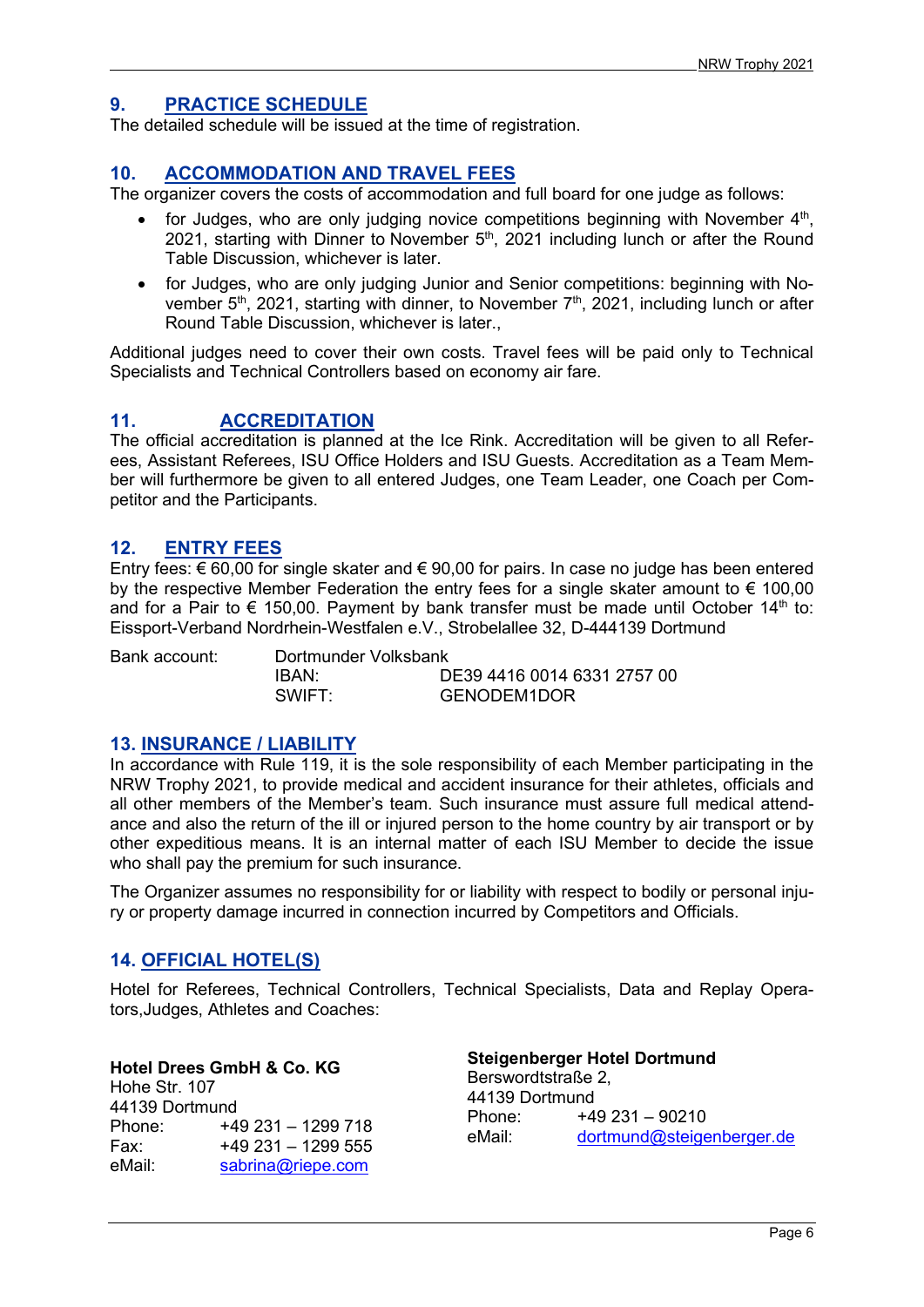## 9. PRACTICE SCHEDULE

The detailed schedule will be issued at the time of registration.

## 10. ACCOMMODATION AND TRAVEL FEES

The organizer covers the costs of accommodation and full board for one judge as follows:

- for Judges, who are only judging novice competitions beginning with November 4th, 2021, starting with Dinner to November 5th, 2021 including lunch or after the Round Table Discussion, whichever is later.
- for Judges, who are only judging Junior and Senior competitions: beginning with November 5th, 2021, starting with dinner, to November 7th, 2021, including lunch or after Round Table Discussion, whichever is later.,

Additional judges need to cover their own costs. Travel fees will be paid only to Technical Specialists and Technical Controllers based on economy air fare.

## 11. ACCREDITATION

The official accreditation is planned at the Ice Rink. Accreditation will be given to all Referees, Assistant Referees, ISU Office Holders and ISU Guests. Accreditation as a Team Member will furthermore be given to all entered Judges, one Team Leader, one Coach per Competitor and the Participants.

## 12. ENTRY FEES

Entry fees: € 60,00 for single skater and € 90,00 for pairs. In case no judge has been entered by the respective Member Federation the entry fees for a single skater amount to € 100,00 and for a Pair to € 150,00. Payment by bank transfer must be made until October 14th to: Eissport-Verband Nordrhein-Westfalen e.V., Strobelallee 32, D-444139 Dortmund

| Bank account: | Dortmunder Volksbank | |
|---|---|---|
| | IBAN: | DE39 4416 0014 6331 2757 00 |
| | SWIFT: | GENODEM1DOR |

## 13. INSURANCE / LIABILITY

In accordance with Rule 119, it is the sole responsibility of each Member participating in the NRW Trophy 2021, to provide medical and accident insurance for their athletes, officials and all other members of the Member's team. Such insurance must assure full medical attendance and also the return of the ill or injured person to the home country by air transport or by other expeditious means. It is an internal matter of each ISU Member to decide the issue who shall pay the premium for such insurance.

The Organizer assumes no responsibility for or liability with respect to bodily or personal injury or property damage incurred in connection incurred by Competitors and Officials.

## 14. OFFICIAL HOTEL(S)

Hotel for Referees, Technical Controllers, Technical Specialists, Data and Replay Operators,Judges, Athletes and Coaches:

**Hotel Drees GmbH & Co. KG**
Hohe Str. 107
44139 Dortmund
Phone: +49 231 – 1299 718
Fax: +49 231 – 1299 555
eMail: sabrina@riepe.com

**Steigenberger Hotel Dortmund**
Berswordtstraße 2,
44139 Dortmund
Phone: +49 231 – 90210
eMail: dortmund@steigenberger.de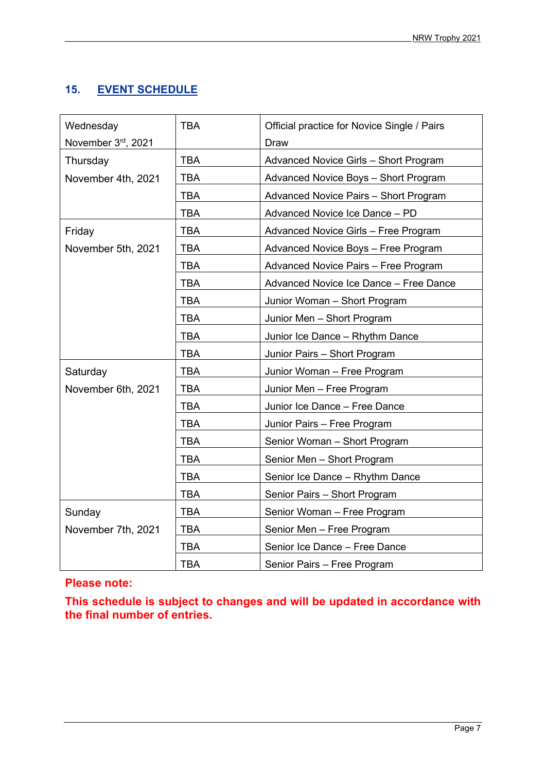## 15. EVENT SCHEDULE

| | | |
|---|---|---|
| Wednesday November 3rd, 2021 | TBA | Official practice for Novice Single / Pairs Draw |
| Thursday November 4th, 2021 | TBA | Advanced Novice Girls – Short Program |
| | TBA | Advanced Novice Boys – Short Program |
| | TBA | Advanced Novice Pairs – Short Program |
| | TBA | Advanced Novice Ice Dance – PD |
| Friday November 5th, 2021 | TBA | Advanced Novice Girls – Free Program |
| | TBA | Advanced Novice Boys – Free Program |
| | TBA | Advanced Novice Pairs – Free Program |
| | TBA | Advanced Novice Ice Dance – Free Dance |
| | TBA | Junior Woman – Short Program |
| | TBA | Junior Men – Short Program |
| | TBA | Junior Ice Dance – Rhythm Dance |
| | TBA | Junior Pairs – Short Program |
| Saturday November 6th, 2021 | TBA | Junior Woman – Free Program |
| | TBA | Junior Men – Free Program |
| | TBA | Junior Ice Dance – Free Dance |
| | TBA | Junior Pairs – Free Program |
| | TBA | Senior Woman – Short Program |
| | TBA | Senior Men – Short Program |
| | TBA | Senior Ice Dance – Rhythm Dance |
| | TBA | Senior Pairs – Short Program |
| Sunday November 7th, 2021 | TBA | Senior Woman – Free Program |
| | TBA | Senior Men – Free Program |
| | TBA | Senior Ice Dance – Free Dance |
| | TBA | Senior Pairs – Free Program |

**Please note:**

**This schedule is subject to changes and will be updated in accordance with the final number of entries.**